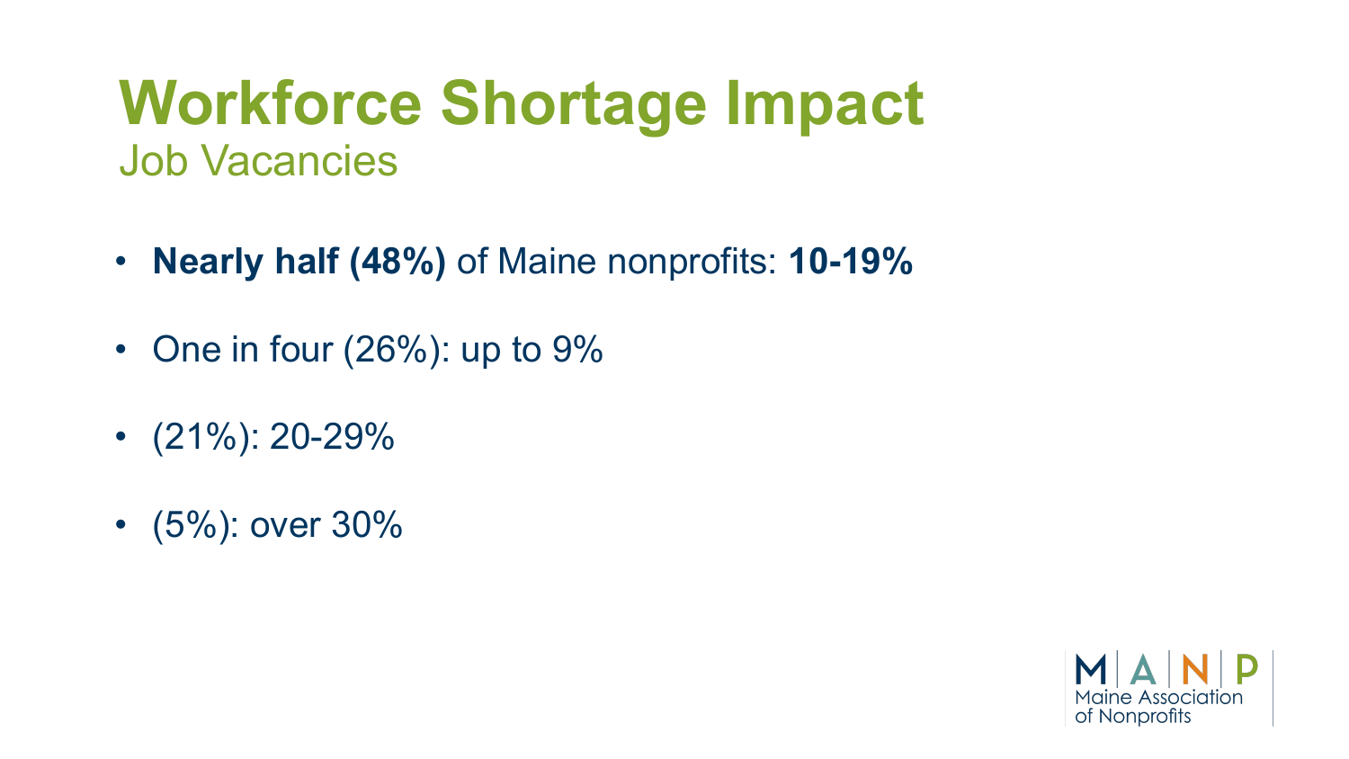# Workforce Shortage Impact

## Job Vacancies

- **Nearly half (48%)** of Maine nonprofits: **10-19%**
- One in four (26%): up to 9%
- (21%): 20-29%
- (5%): over 30%

M | A | N | P
Maine Association of Nonprofits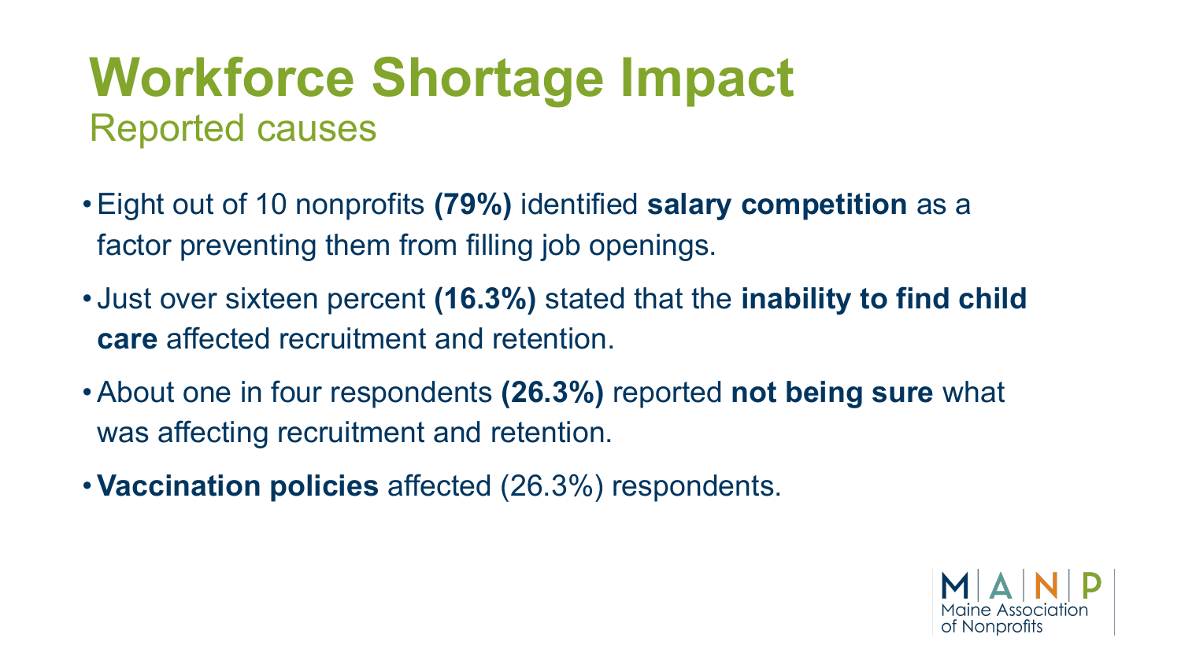# Workforce Shortage Impact

## Reported causes

- Eight out of 10 nonprofits **(79%)** identified **salary competition** as a factor preventing them from filling job openings.
- Just over sixteen percent **(16.3%)** stated that the **inability to find child care** affected recruitment and retention.
- About one in four respondents **(26.3%)** reported **not being sure** what was affecting recruitment and retention.
- **Vaccination policies** affected (26.3%) respondents.

M | A | N | P
Maine Association of Nonprofits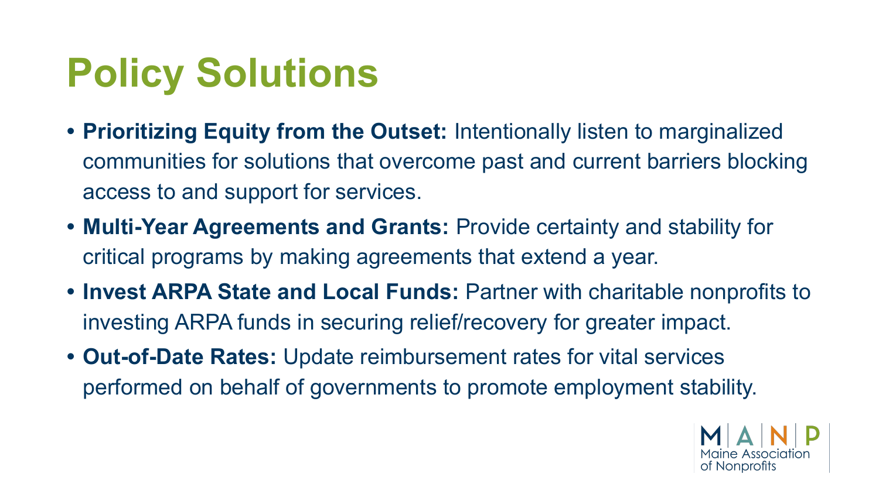# Policy Solutions

- **Prioritizing Equity from the Outset:** Intentionally listen to marginalized communities for solutions that overcome past and current barriers blocking access to and support for services.
- **Multi-Year Agreements and Grants:** Provide certainty and stability for critical programs by making agreements that extend a year.
- **Invest ARPA State and Local Funds:** Partner with charitable nonprofits to investing ARPA funds in securing relief/recovery for greater impact.
- **Out-of-Date Rates:** Update reimbursement rates for vital services performed on behalf of governments to promote employment stability.

M | A | N | P
Maine Association of Nonprofits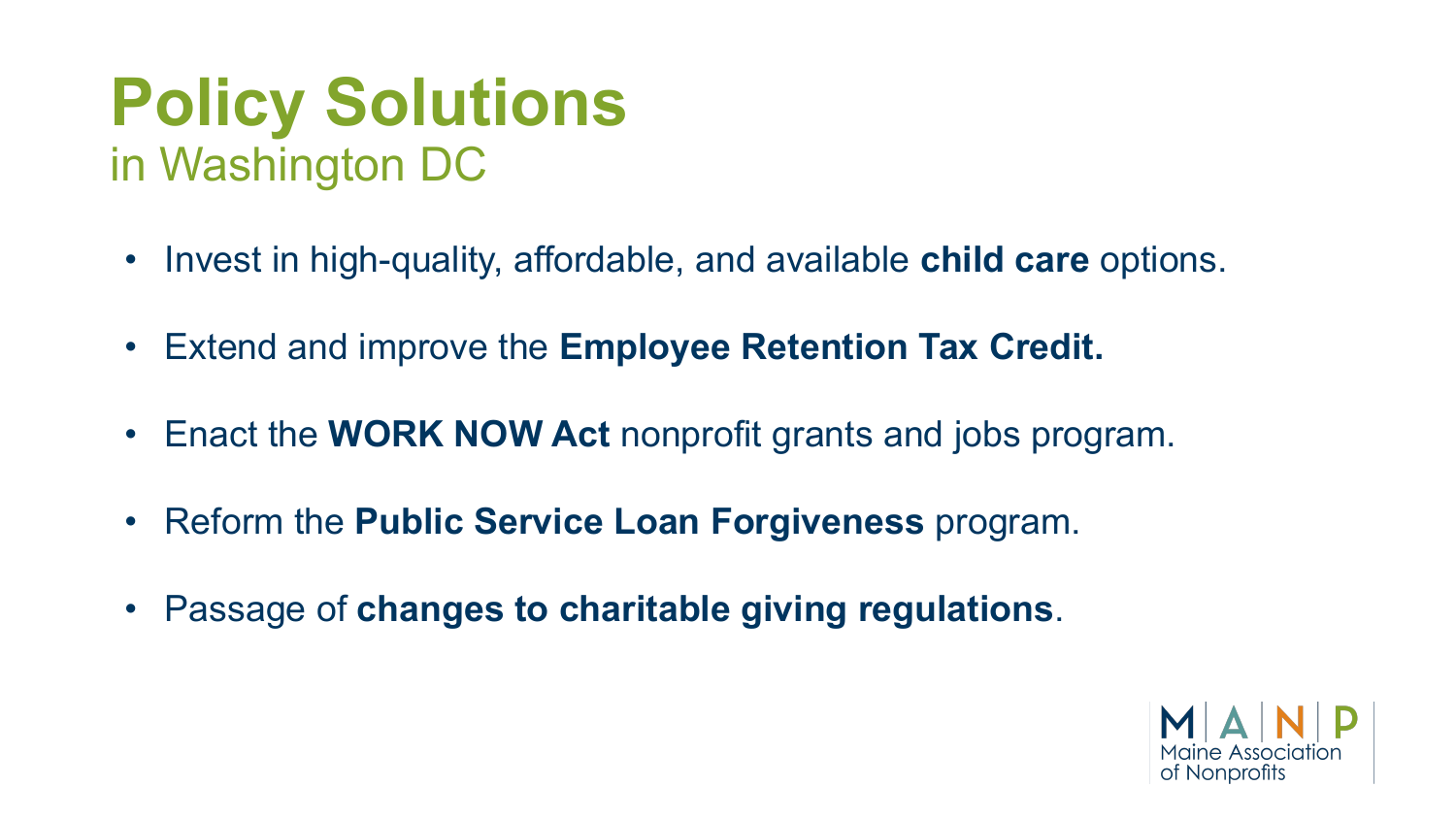# Policy Solutions
## in Washington DC

- Invest in high-quality, affordable, and available **child care** options.
- Extend and improve the **Employee Retention Tax Credit.**
- Enact the **WORK NOW Act** nonprofit grants and jobs program.
- Reform the **Public Service Loan Forgiveness** program.
- Passage of **changes to charitable giving regulations**.

M | A | N | P
Maine Association of Nonprofits